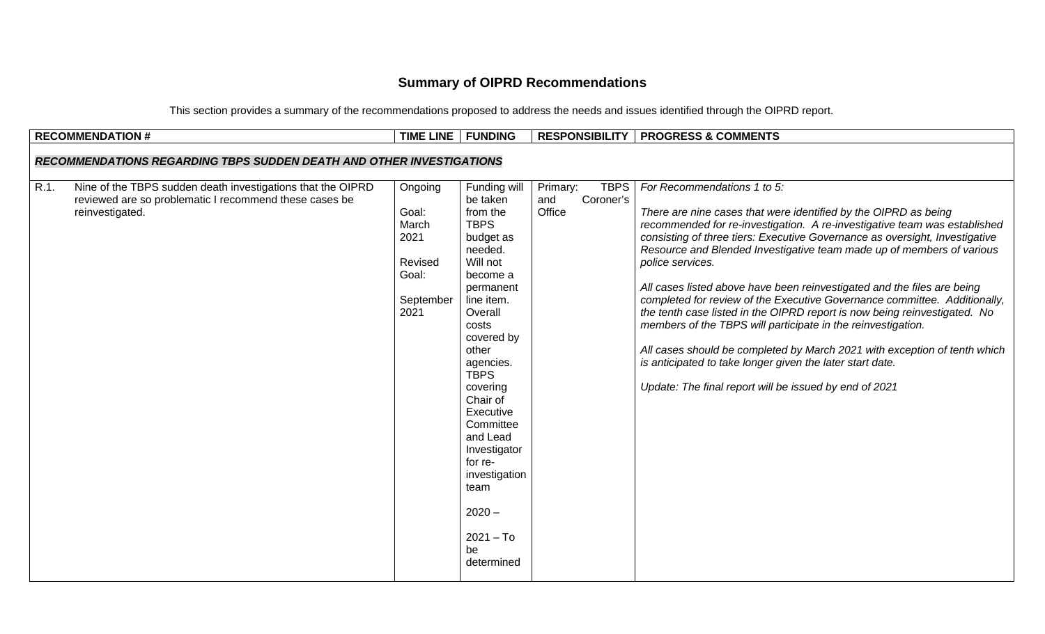# Summary of OIPRD Recommendations

This section provides a summary of the recommendations proposed to address the needs and issues identified through the OIPRD report.

| RECOMMENDATION # | | TIME LINE | FUNDING | RESPONSIBILITY | PROGRESS & COMMENTS |
|---|---|---|---|---|---|
| ***RECOMMENDATIONS REGARDING TBPS SUDDEN DEATH AND OTHER INVESTIGATIONS*** | | | | | |
| R.1. | Nine of the TBPS sudden death investigations that the OIPRD reviewed are so problematic I recommend these cases be reinvestigated. | Ongoing<br><br>Goal: March 2021<br><br>Revised Goal:<br><br>September 2021 | Funding will be taken from the TBPS budget as needed. Will not become a permanent line item. Overall costs covered by other agencies. TBPS covering Chair of Executive Committee and Lead Investigator for re-investigation team<br><br>2020 –<br><br>2021 – To be determined | Primary: TBPS and Coroner's Office | *For Recommendations 1 to 5:*<br><br>*There are nine cases that were identified by the OIPRD as being recommended for re-investigation. A re-investigative team was established consisting of three tiers: Executive Governance as oversight, Investigative Resource and Blended Investigative team made up of members of various police services.*<br><br>*All cases listed above have been reinvestigated and the files are being completed for review of the Executive Governance committee. Additionally, the tenth case listed in the OIPRD report is now being reinvestigated. No members of the TBPS will participate in the reinvestigation.*<br><br>*All cases should be completed by March 2021 with exception of tenth which is anticipated to take longer given the later start date.*<br><br>*Update: The final report will be issued by end of 2021* |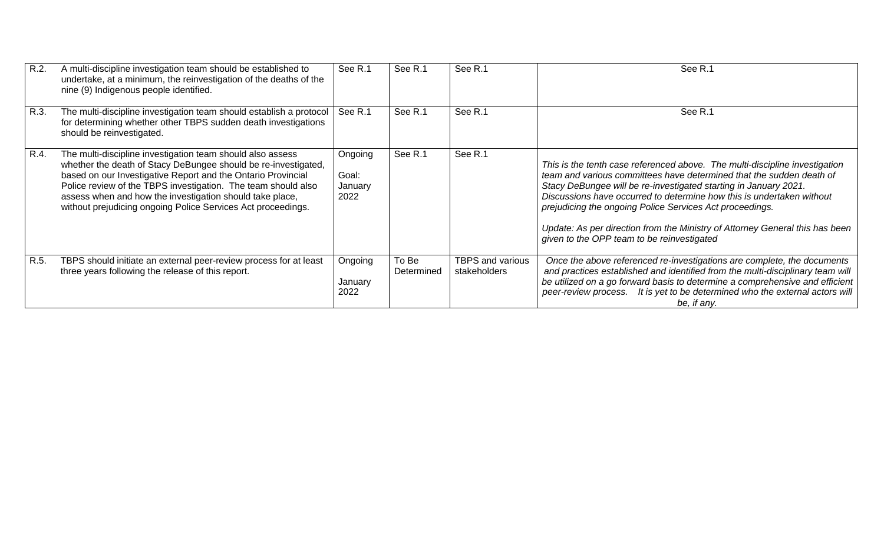| | | | | | |
|---|---|---|---|---|---|
| R.2. | A multi-discipline investigation team should be established to undertake, at a minimum, the reinvestigation of the deaths of the nine (9) Indigenous people identified. | See R.1 | See R.1 | See R.1 | See R.1 |
| R.3. | The multi-discipline investigation team should establish a protocol for determining whether other TBPS sudden death investigations should be reinvestigated. | See R.1 | See R.1 | See R.1 | See R.1 |
| R.4. | The multi-discipline investigation team should also assess whether the death of Stacy DeBungee should be re-investigated, based on our Investigative Report and the Ontario Provincial Police review of the TBPS investigation. The team should also assess when and how the investigation should take place, without prejudicing ongoing Police Services Act proceedings. | Ongoing<br><br>Goal: January 2022 | See R.1 | See R.1 | *This is the tenth case referenced above. The multi-discipline investigation team and various committees have determined that the sudden death of Stacy DeBungee will be re-investigated starting in January 2021. Discussions have occurred to determine how this is undertaken without prejudicing the ongoing Police Services Act proceedings.*<br><br>*Update: As per direction from the Ministry of Attorney General this has been given to the OPP team to be reinvestigated* |
| R.5. | TBPS should initiate an external peer-review process for at least three years following the release of this report. | Ongoing<br><br>January 2022 | To Be Determined | TBPS and various stakeholders | *Once the above referenced re-investigations are complete, the documents and practices established and identified from the multi-disciplinary team will be utilized on a go forward basis to determine a comprehensive and efficient peer-review process. It is yet to be determined who the external actors will be, if any.* |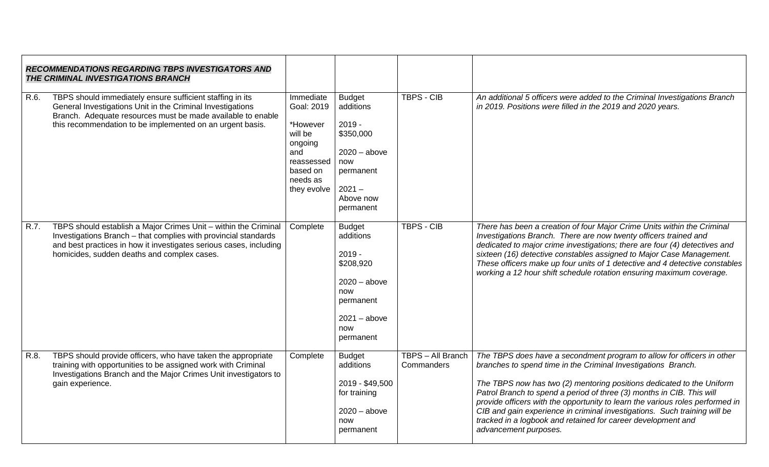| ***RECOMMENDATIONS REGARDING TBPS INVESTIGATORS AND THE CRIMINAL INVESTIGATIONS BRANCH*** | | | | | |
|---|---|---|---|---|---|
| R.6. | TBPS should immediately ensure sufficient staffing in its General Investigations Unit in the Criminal Investigations Branch. Adequate resources must be made available to enable this recommendation to be implemented on an urgent basis. | Immediate Goal: 2019<br><br>*However will be ongoing and reassessed based on needs as they evolve | Budget additions<br><br>2019 - $350,000<br><br>2020 – above now permanent<br><br>2021 – Above now permanent | TBPS - CIB | *An additional 5 officers were added to the Criminal Investigations Branch in 2019. Positions were filled in the 2019 and 2020 years.* |
| R.7. | TBPS should establish a Major Crimes Unit – within the Criminal Investigations Branch – that complies with provincial standards and best practices in how it investigates serious cases, including homicides, sudden deaths and complex cases. | Complete | Budget additions<br><br>2019 - $208,920<br><br>2020 – above now permanent<br><br>2021 – above now permanent | TBPS - CIB | *There has been a creation of four Major Crime Units within the Criminal Investigations Branch. There are now twenty officers trained and dedicated to major crime investigations; there are four (4) detectives and sixteen (16) detective constables assigned to Major Case Management. These officers make up four units of 1 detective and 4 detective constables working a 12 hour shift schedule rotation ensuring maximum coverage.* |
| R.8. | TBPS should provide officers, who have taken the appropriate training with opportunities to be assigned work with Criminal Investigations Branch and the Major Crimes Unit investigators to gain experience. | Complete | Budget additions<br><br>2019 - $49,500 for training<br><br>2020 – above now permanent | TBPS – All Branch Commanders | *The TBPS does have a secondment program to allow for officers in other branches to spend time in the Criminal Investigations Branch.*<br><br>*The TBPS now has two (2) mentoring positions dedicated to the Uniform Patrol Branch to spend a period of three (3) months in CIB. This will provide officers with the opportunity to learn the various roles performed in CIB and gain experience in criminal investigations. Such training will be tracked in a logbook and retained for career development and advancement purposes.* |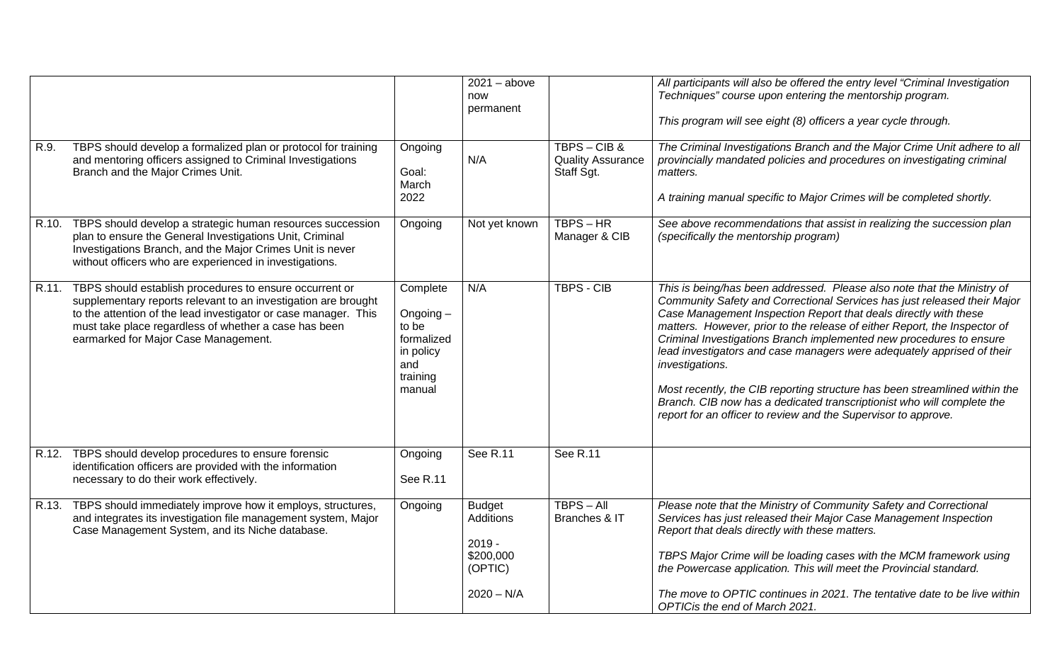| | | | | | |
|---|---|---|---|---|---|
| | | | 2021 – above now permanent | | *All participants will also be offered the entry level "Criminal Investigation Techniques" course upon entering the mentorship program.*<br><br>*This program will see eight (8) officers a year cycle through.* |
| R.9. | TBPS should develop a formalized plan or protocol for training and mentoring officers assigned to Criminal Investigations Branch and the Major Crimes Unit. | Ongoing<br><br>Goal: March 2022 | N/A | TBPS – CIB & Quality Assurance Staff Sgt. | *The Criminal Investigations Branch and the Major Crime Unit adhere to all provincially mandated policies and procedures on investigating criminal matters.*<br><br>*A training manual specific to Major Crimes will be completed shortly.* |
| R.10. | TBPS should develop a strategic human resources succession plan to ensure the General Investigations Unit, Criminal Investigations Branch, and the Major Crimes Unit is never without officers who are experienced in investigations. | Ongoing | Not yet known | TBPS – HR Manager & CIB | *See above recommendations that assist in realizing the succession plan (specifically the mentorship program)* |
| R.11. | TBPS should establish procedures to ensure occurrent or supplementary reports relevant to an investigation are brought to the attention of the lead investigator or case manager. This must take place regardless of whether a case has been earmarked for Major Case Management. | Complete<br><br>Ongoing – to be formalized in policy and training manual | N/A | TBPS - CIB | *This is being/has been addressed. Please also note that the Ministry of Community Safety and Correctional Services has just released their Major Case Management Inspection Report that deals directly with these matters. However, prior to the release of either Report, the Inspector of Criminal Investigations Branch implemented new procedures to ensure lead investigators and case managers were adequately apprised of their investigations.*<br><br>*Most recently, the CIB reporting structure has been streamlined within the Branch. CIB now has a dedicated transcriptionist who will complete the report for an officer to review and the Supervisor to approve.* |
| R.12. | TBPS should develop procedures to ensure forensic identification officers are provided with the information necessary to do their work effectively. | Ongoing<br><br>See R.11 | See R.11 | See R.11 | |
| R.13. | TBPS should immediately improve how it employs, structures, and integrates its investigation file management system, Major Case Management System, and its Niche database. | Ongoing | Budget Additions<br><br>2019 - $200,000 (OPTIC)<br><br>2020 – N/A | TBPS – All Branches & IT | *Please note that the Ministry of Community Safety and Correctional Services has just released their Major Case Management Inspection Report that deals directly with these matters.*<br><br>*TBPS Major Crime will be loading cases with the MCM framework using the Powercase application. This will meet the Provincial standard.*<br><br>*The move to OPTIC continues in 2021. The tentative date to be live within OPTICis the end of March 2021.* |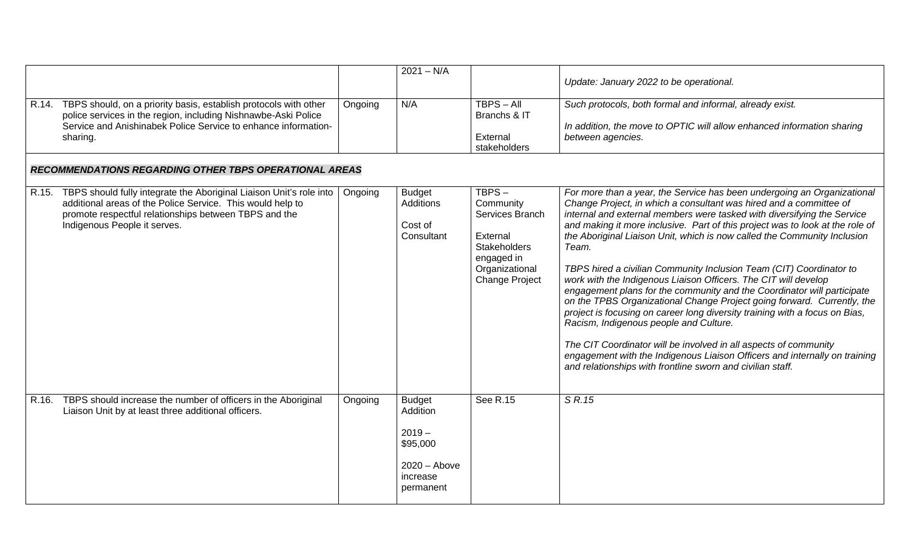| | | | | |
|---|---|---|---|---|
| | | 2021 – N/A | | *Update: January 2022 to be operational.* |
| R.14. TBPS should, on a priority basis, establish protocols with other police services in the region, including Nishnawbe-Aski Police Service and Anishinabek Police Service to enhance information-sharing. | Ongoing | N/A | TBPS – All Branchs & IT<br><br>External stakeholders | *Such protocols, both formal and informal, already exist.*<br><br>*In addition, the move to OPTIC will allow enhanced information sharing between agencies.* |
| ***RECOMMENDATIONS REGARDING OTHER TBPS OPERATIONAL AREAS*** | | | | |
| R.15. TBPS should fully integrate the Aboriginal Liaison Unit's role into additional areas of the Police Service. This would help to promote respectful relationships between TBPS and the Indigenous People it serves. | Ongoing | Budget Additions<br><br>Cost of Consultant | TBPS – Community Services Branch<br><br>External Stakeholders engaged in Organizational Change Project | *For more than a year, the Service has been undergoing an Organizational Change Project, in which a consultant was hired and a committee of internal and external members were tasked with diversifying the Service and making it more inclusive. Part of this project was to look at the role of the Aboriginal Liaison Unit, which is now called the Community Inclusion Team.*<br><br>*TBPS hired a civilian Community Inclusion Team (CIT) Coordinator to work with the Indigenous Liaison Officers. The CIT will develop engagement plans for the community and the Coordinator will participate on the TPBS Organizational Change Project going forward. Currently, the project is focusing on career long diversity training with a focus on Bias, Racism, Indigenous people and Culture.*<br><br>*The CIT Coordinator will be involved in all aspects of community engagement with the Indigenous Liaison Officers and internally on training and relationships with frontline sworn and civilian staff.* |
| R.16. TBPS should increase the number of officers in the Aboriginal Liaison Unit by at least three additional officers. | Ongoing | Budget Addition<br><br>2019 – $95,000<br><br>2020 – Above increase permanent | See R.15 | *S R.15* |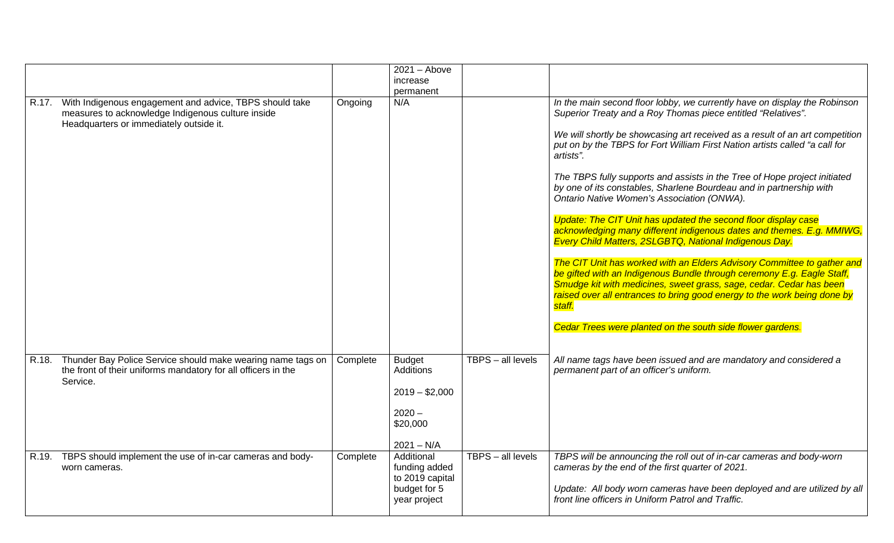|  |  | 2021 – Above increase permanent |  |  |
|---|---|---|---|---|
| R.17. With Indigenous engagement and advice, TBPS should take measures to acknowledge Indigenous culture inside Headquarters or immediately outside it. | Ongoing | N/A |  | *In the main second floor lobby, we currently have on display the Robinson Superior Treaty and a Roy Thomas piece entitled "Relatives".*<br><br>*We will shortly be showcasing art received as a result of an art competition put on by the TBPS for Fort William First Nation artists called "a call for artists".*<br><br>*The TBPS fully supports and assists in the Tree of Hope project initiated by one of its constables, Sharlene Bourdeau and in partnership with Ontario Native Women's Association (ONWA).*<br><br>*Update: The CIT Unit has updated the second floor display case acknowledging many different indigenous dates and themes. E.g. MMIWG, Every Child Matters, 2SLGBTQ, National Indigenous Day.*<br><br>*The CIT Unit has worked with an Elders Advisory Committee to gather and be gifted with an Indigenous Bundle through ceremony E.g. Eagle Staff, Smudge kit with medicines, sweet grass, sage, cedar. Cedar has been raised over all entrances to bring good energy to the work being done by staff.*<br><br>*Cedar Trees were planted on the south side flower gardens.* |
| R.18. Thunder Bay Police Service should make wearing name tags on the front of their uniforms mandatory for all officers in the Service. | Complete | Budget Additions<br><br>2019 – $2,000<br><br>2020 – $20,000<br><br>2021 – N/A | TBPS – all levels | *All name tags have been issued and are mandatory and considered a permanent part of an officer's uniform.* |
| R.19. TBPS should implement the use of in-car cameras and body-worn cameras. | Complete | Additional funding added to 2019 capital budget for 5 year project | TBPS – all levels | *TBPS will be announcing the roll out of in-car cameras and body-worn cameras by the end of the first quarter of 2021.*<br><br>*Update: All body worn cameras have been deployed and are utilized by all front line officers in Uniform Patrol and Traffic.* |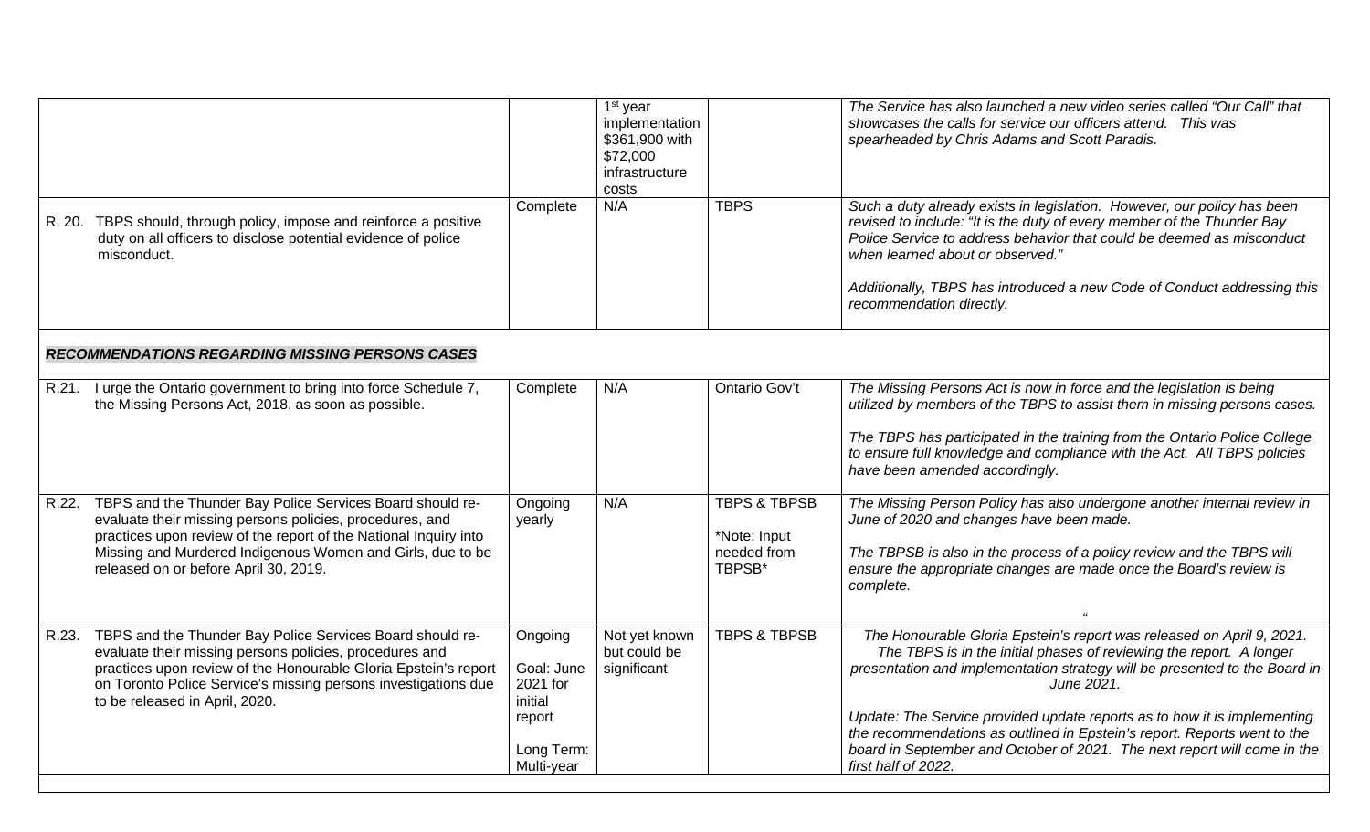| Recommendation | Status | Cost | Responsibility | Comments |
|---|---|---|---|---|
| | | 1st year implementation $361,900 with $72,000 infrastructure costs | | *The Service has also launched a new video series called "Our Call" that showcases the calls for service our officers attend. This was spearheaded by Chris Adams and Scott Paradis.* |
| R. 20. TBPS should, through policy, impose and reinforce a positive duty on all officers to disclose potential evidence of police misconduct. | Complete | N/A | TBPS | *Such a duty already exists in legislation. However, our policy has been revised to include: "It is the duty of every member of the Thunder Bay Police Service to address behavior that could be deemed as misconduct when learned about or observed."*<br><br>*Additionally, TBPS has introduced a new Code of Conduct addressing this recommendation directly.* |
| ***RECOMMENDATIONS REGARDING MISSING PERSONS CASES*** | | | | |
| R.21. I urge the Ontario government to bring into force Schedule 7, the Missing Persons Act, 2018, as soon as possible. | Complete | N/A | Ontario Gov't | *The Missing Persons Act is now in force and the legislation is being utilized by members of the TBPS to assist them in missing persons cases.*<br><br>*The TBPS has participated in the training from the Ontario Police College to ensure full knowledge and compliance with the Act. All TBPS policies have been amended accordingly.* |
| R.22. TBPS and the Thunder Bay Police Services Board should re-evaluate their missing persons policies, procedures, and practices upon review of the report of the National Inquiry into Missing and Murdered Indigenous Women and Girls, due to be released on or before April 30, 2019. | Ongoing yearly | N/A | TBPS & TBPSB<br><br>\*Note: Input needed from TBPSB\* | *The Missing Person Policy has also undergone another internal review in June of 2020 and changes have been made.*<br><br>*The TBPSB is also in the process of a policy review and the TBPS will ensure the appropriate changes are made once the Board's review is complete.*<br><br>" |
| R.23. TBPS and the Thunder Bay Police Services Board should re-evaluate their missing persons policies, procedures and practices upon review of the Honourable Gloria Epstein's report on Toronto Police Service's missing persons investigations due to be released in April, 2020. | Ongoing<br><br>Goal: June 2021 for initial report<br><br>Long Term: Multi-year | Not yet known but could be significant | TBPS & TBPSB | *The Honourable Gloria Epstein's report was released on April 9, 2021. The TBPS is in the initial phases of reviewing the report. A longer presentation and implementation strategy will be presented to the Board in June 2021.*<br><br>*Update: The Service provided update reports as to how it is implementing the recommendations as outlined in Epstein's report. Reports went to the board in September and October of 2021. The next report will come in the first half of 2022.* |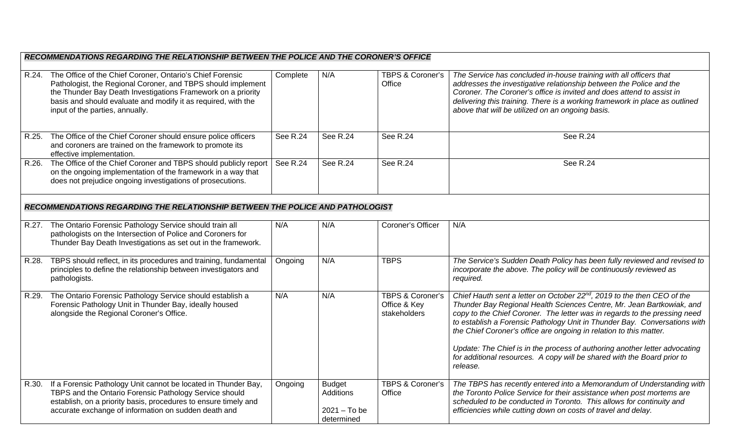| | | | | |
|---|---|---|---|---|
| ***RECOMMENDATIONS REGARDING THE RELATIONSHIP BETWEEN THE POLICE AND THE CORONER'S OFFICE*** | | | | |
| R.24. The Office of the Chief Coroner, Ontario's Chief Forensic Pathologist, the Regional Coroner, and TBPS should implement the Thunder Bay Death Investigations Framework on a priority basis and should evaluate and modify it as required, with the input of the parties, annually. | Complete | N/A | TBPS & Coroner's Office | *The Service has concluded in-house training with all officers that addresses the investigative relationship between the Police and the Coroner. The Coroner's office is invited and does attend to assist in delivering this training. There is a working framework in place as outlined above that will be utilized on an ongoing basis.* |
| R.25. The Office of the Chief Coroner should ensure police officers and coroners are trained on the framework to promote its effective implementation. | See R.24 | See R.24 | See R.24 | See R.24 |
| R.26. The Office of the Chief Coroner and TBPS should publicly report on the ongoing implementation of the framework in a way that does not prejudice ongoing investigations of prosecutions. | See R.24 | See R.24 | See R.24 | See R.24 |
| ***RECOMMENDATIONS REGARDING THE RELATIONSHIP BETWEEN THE POLICE AND PATHOLOGIST*** | | | | |
| R.27. The Ontario Forensic Pathology Service should train all pathologists on the Intersection of Police and Coroners for Thunder Bay Death Investigations as set out in the framework. | N/A | N/A | Coroner's Officer | N/A |
| R.28. TBPS should reflect, in its procedures and training, fundamental principles to define the relationship between investigators and pathologists. | Ongoing | N/A | TBPS | *The Service's Sudden Death Policy has been fully reviewed and revised to incorporate the above. The policy will be continuously reviewed as required.* |
| R.29. The Ontario Forensic Pathology Service should establish a Forensic Pathology Unit in Thunder Bay, ideally housed alongside the Regional Coroner's Office. | N/A | N/A | TBPS & Coroner's Office & Key stakeholders | *Chief Hauth sent a letter on October 22nd, 2019 to the then CEO of the Thunder Bay Regional Health Sciences Centre, Mr. Jean Bartkowiak, and copy to the Chief Coroner. The letter was in regards to the pressing need to establish a Forensic Pathology Unit in Thunder Bay. Conversations with the Chief Coroner's office are ongoing in relation to this matter.* <br><br> *Update: The Chief is in the process of authoring another letter advocating for additional resources. A copy will be shared with the Board prior to release.* |
| R.30. If a Forensic Pathology Unit cannot be located in Thunder Bay, TBPS and the Ontario Forensic Pathology Service should establish, on a priority basis, procedures to ensure timely and accurate exchange of information on sudden death and | Ongoing | Budget Additions <br><br> 2021 – To be determined | TBPS & Coroner's Office | *The TBPS has recently entered into a Memorandum of Understanding with the Toronto Police Service for their assistance when post mortems are scheduled to be conducted in Toronto. This allows for continuity and efficiencies while cutting down on costs of travel and delay.* |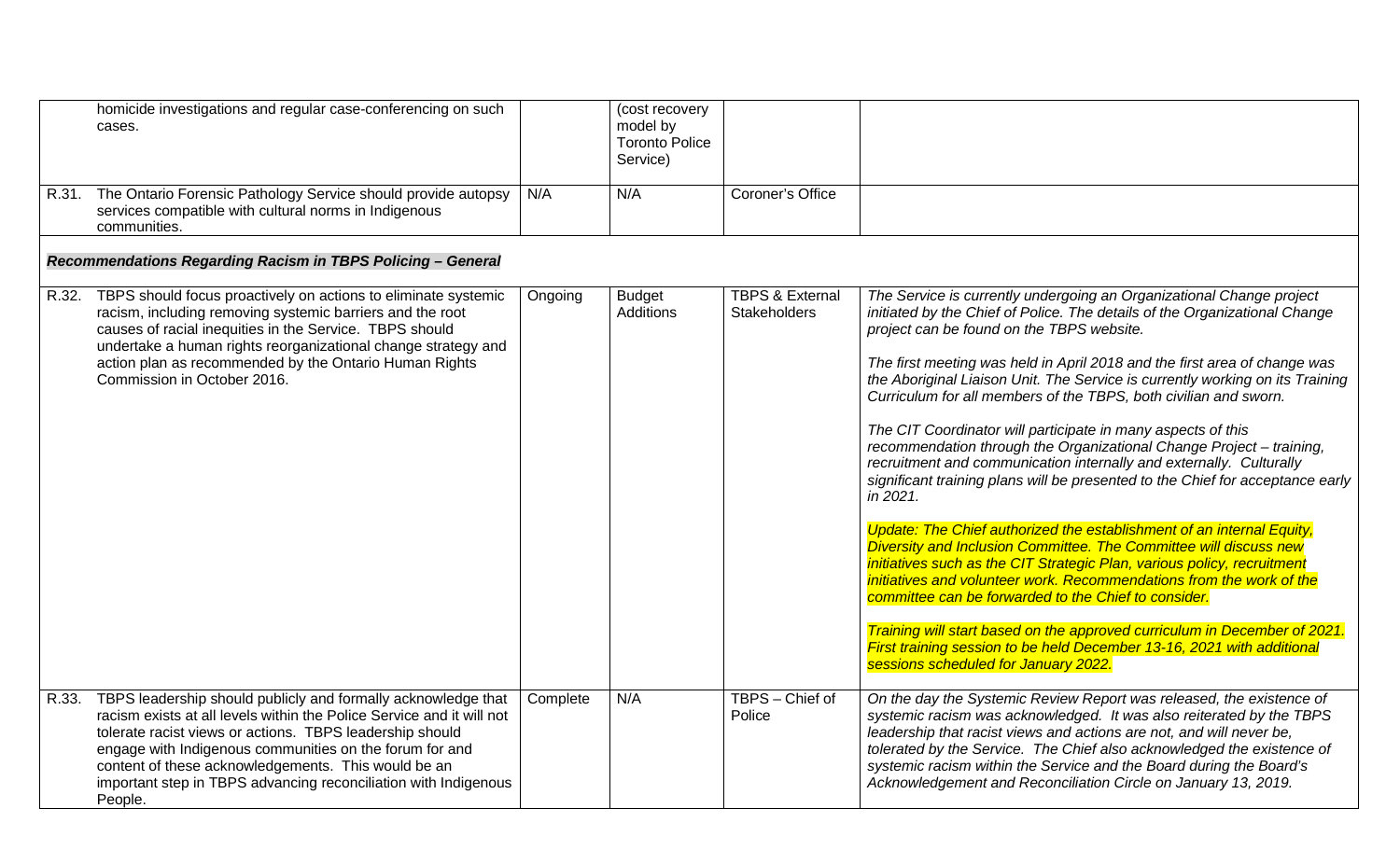| | | | | |
|---|---|---|---|---|
| | homicide investigations and regular case-conferencing on such cases. | | (cost recovery model by Toronto Police Service) | | |
| R.31. | The Ontario Forensic Pathology Service should provide autopsy services compatible with cultural norms in Indigenous communities. | N/A | N/A | Coroner's Office | |
| ***Recommendations Regarding Racism in TBPS Policing – General*** | | | | | |
| R.32. | TBPS should focus proactively on actions to eliminate systemic racism, including removing systemic barriers and the root causes of racial inequities in the Service. TBPS should undertake a human rights reorganizational change strategy and action plan as recommended by the Ontario Human Rights Commission in October 2016. | Ongoing | Budget Additions | TBPS & External Stakeholders | *The Service is currently undergoing an Organizational Change project initiated by the Chief of Police. The details of the Organizational Change project can be found on the TBPS website.*<br><br>*The first meeting was held in April 2018 and the first area of change was the Aboriginal Liaison Unit. The Service is currently working on its Training Curriculum for all members of the TBPS, both civilian and sworn.*<br><br>*The CIT Coordinator will participate in many aspects of this recommendation through the Organizational Change Project – training, recruitment and communication internally and externally. Culturally significant training plans will be presented to the Chief for acceptance early in 2021.*<br><br>*Update: The Chief authorized the establishment of an internal Equity, Diversity and Inclusion Committee. The Committee will discuss new initiatives such as the CIT Strategic Plan, various policy, recruitment initiatives and volunteer work. Recommendations from the work of the committee can be forwarded to the Chief to consider.*<br><br>*Training will start based on the approved curriculum in December of 2021. First training session to be held December 13-16, 2021 with additional sessions scheduled for January 2022.* |
| R.33. | TBPS leadership should publicly and formally acknowledge that racism exists at all levels within the Police Service and it will not tolerate racist views or actions. TBPS leadership should engage with Indigenous communities on the forum for and content of these acknowledgements. This would be an important step in TBPS advancing reconciliation with Indigenous People. | Complete | N/A | TBPS – Chief of Police | *On the day the Systemic Review Report was released, the existence of systemic racism was acknowledged. It was also reiterated by the TBPS leadership that racist views and actions are not, and will never be, tolerated by the Service. The Chief also acknowledged the existence of systemic racism within the Service and the Board during the Board's Acknowledgement and Reconciliation Circle on January 13, 2019.* |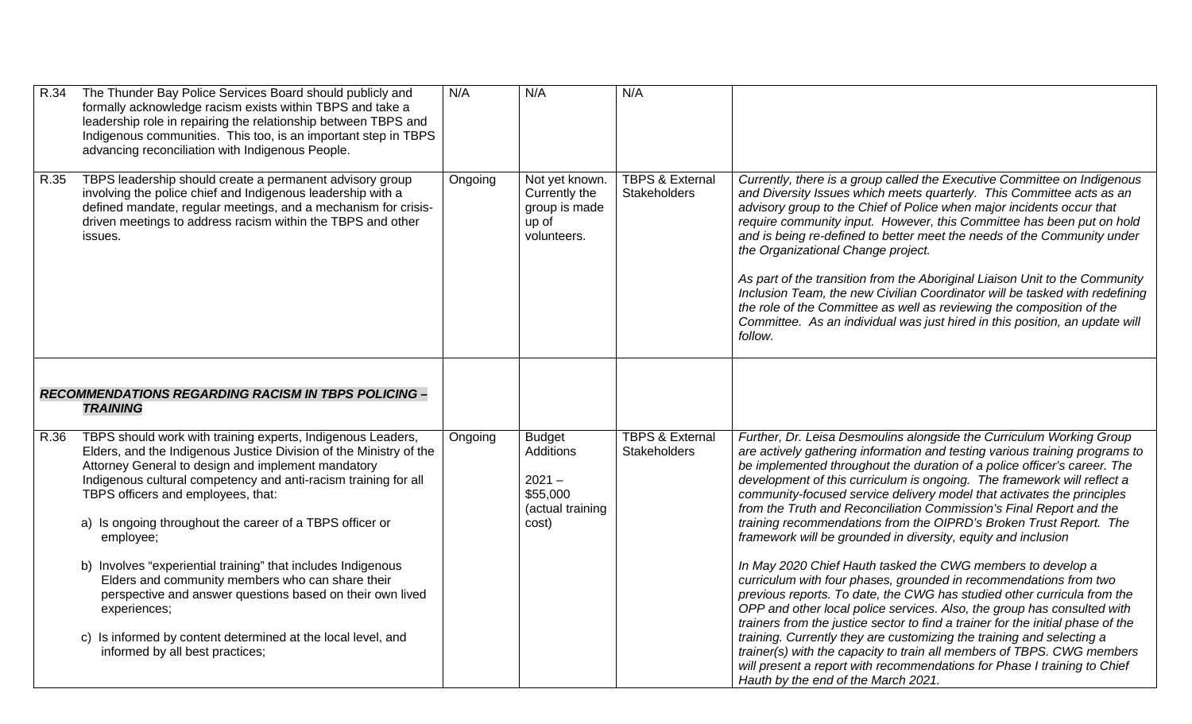| | | | | | |
|---|---|---|---|---|---|
| R.34 | The Thunder Bay Police Services Board should publicly and formally acknowledge racism exists within TBPS and take a leadership role in repairing the relationship between TBPS and Indigenous communities. This too, is an important step in TBPS advancing reconciliation with Indigenous People. | N/A | N/A | N/A | |
| R.35 | TBPS leadership should create a permanent advisory group involving the police chief and Indigenous leadership with a defined mandate, regular meetings, and a mechanism for crisis-driven meetings to address racism within the TBPS and other issues. | Ongoing | Not yet known. Currently the group is made up of volunteers. | TBPS & External Stakeholders | *Currently, there is a group called the Executive Committee on Indigenous and Diversity Issues which meets quarterly. This Committee acts as an advisory group to the Chief of Police when major incidents occur that require community input. However, this Committee has been put on hold and is being re-defined to better meet the needs of the Community under the Organizational Change project.*<br><br>*As part of the transition from the Aboriginal Liaison Unit to the Community Inclusion Team, the new Civilian Coordinator will be tasked with redefining the role of the Committee as well as reviewing the composition of the Committee. As an individual was just hired in this position, an update will follow.* |
| | ***RECOMMENDATIONS REGARDING RACISM IN TBPS POLICING – TRAINING*** | | | | |
| R.36 | TBPS should work with training experts, Indigenous Leaders, Elders, and the Indigenous Justice Division of the Ministry of the Attorney General to design and implement mandatory Indigenous cultural competency and anti-racism training for all TBPS officers and employees, that:<br><br>a) Is ongoing throughout the career of a TBPS officer or employee;<br><br>b) Involves "experiential training" that includes Indigenous Elders and community members who can share their perspective and answer questions based on their own lived experiences;<br><br>c) Is informed by content determined at the local level, and informed by all best practices; | Ongoing | Budget Additions<br><br>2021 – $55,000 (actual training cost) | TBPS & External Stakeholders | *Further, Dr. Leisa Desmoulins alongside the Curriculum Working Group are actively gathering information and testing various training programs to be implemented throughout the duration of a police officer's career. The development of this curriculum is ongoing. The framework will reflect a community-focused service delivery model that activates the principles from the Truth and Reconciliation Commission's Final Report and the training recommendations from the OIPRD's Broken Trust Report. The framework will be grounded in diversity, equity and inclusion*<br><br>*In May 2020 Chief Hauth tasked the CWG members to develop a curriculum with four phases, grounded in recommendations from two previous reports. To date, the CWG has studied other curricula from the OPP and other local police services. Also, the group has consulted with trainers from the justice sector to find a trainer for the initial phase of the training. Currently they are customizing the training and selecting a trainer(s) with the capacity to train all members of TBPS. CWG members will present a report with recommendations for Phase I training to Chief Hauth by the end of the March 2021.* |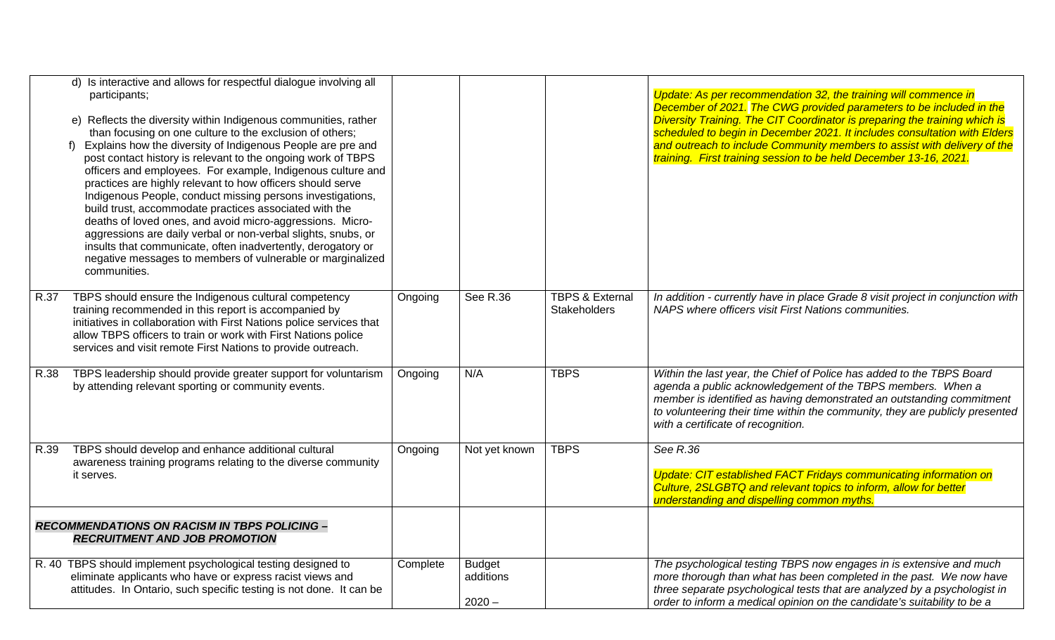| | | | | |
|---|---|---|---|---|
| d) Is interactive and allows for respectful dialogue involving all participants;<br><br>e) Reflects the diversity within Indigenous communities, rather than focusing on one culture to the exclusion of others;<br>f) Explains how the diversity of Indigenous People are pre and post contact history is relevant to the ongoing work of TBPS officers and employees. For example, Indigenous culture and practices are highly relevant to how officers should serve Indigenous People, conduct missing persons investigations, build trust, accommodate practices associated with the deaths of loved ones, and avoid micro-aggressions. Micro-aggressions are daily verbal or non-verbal slights, snubs, or insults that communicate, often inadvertently, derogatory or negative messages to members of vulnerable or marginalized communities. | | | | *Update: As per recommendation 32, the training will commence in December of 2021. The CWG provided parameters to be included in the Diversity Training. The CIT Coordinator is preparing the training which is scheduled to begin in December 2021. It includes consultation with Elders and outreach to include Community members to assist with delivery of the training. First training session to be held December 13-16, 2021.* |
| R.37 TBPS should ensure the Indigenous cultural competency training recommended in this report is accompanied by initiatives in collaboration with First Nations police services that allow TBPS officers to train or work with First Nations police services and visit remote First Nations to provide outreach. | Ongoing | See R.36 | TBPS & External Stakeholders | *In addition - currently have in place Grade 8 visit project in conjunction with NAPS where officers visit First Nations communities.* |
| R.38 TBPS leadership should provide greater support for voluntarism by attending relevant sporting or community events. | Ongoing | N/A | TBPS | *Within the last year, the Chief of Police has added to the TBPS Board agenda a public acknowledgement of the TBPS members. When a member is identified as having demonstrated an outstanding commitment to volunteering their time within the community, they are publicly presented with a certificate of recognition.* |
| R.39 TBPS should develop and enhance additional cultural awareness training programs relating to the diverse community it serves. | Ongoing | Not yet known | TBPS | *See R.36*<br><br>*Update: CIT established FACT Fridays communicating information on Culture, 2SLGBTQ and relevant topics to inform, allow for better understanding and dispelling common myths.* |
| ***RECOMMENDATIONS ON RACISM IN TBPS POLICING – RECRUITMENT AND JOB PROMOTION*** | | | | |
| R. 40 TBPS should implement psychological testing designed to eliminate applicants who have or express racist views and attitudes. In Ontario, such specific testing is not done. It can be | Complete | Budget additions<br><br>2020 – | | *The psychological testing TBPS now engages in is extensive and much more thorough than what has been completed in the past. We now have three separate psychological tests that are analyzed by a psychologist in order to inform a medical opinion on the candidate's suitability to be a* |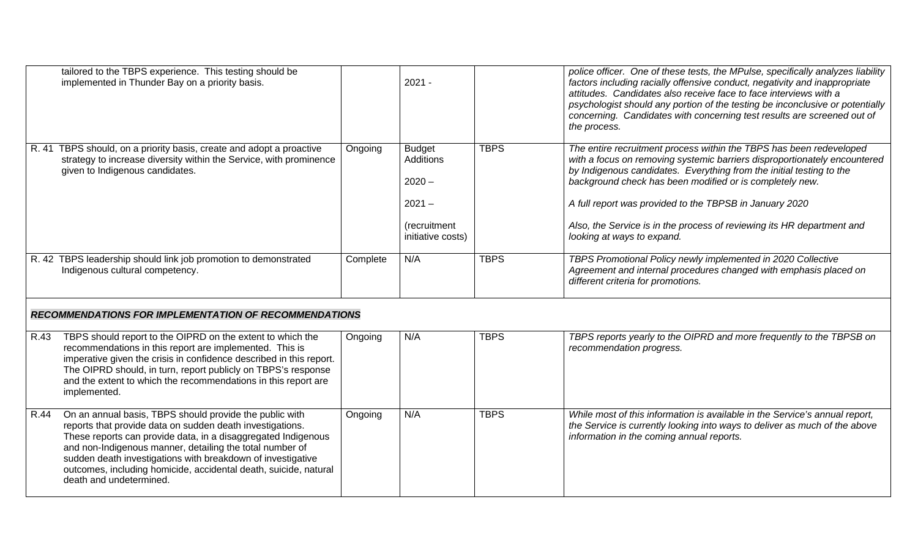| | | | | |
|---|---|---|---|---|
| tailored to the TBPS experience. This testing should be implemented in Thunder Bay on a priority basis. | | 2021 - | | *police officer. One of these tests, the MPulse, specifically analyzes liability factors including racially offensive conduct, negativity and inappropriate attitudes. Candidates also receive face to face interviews with a psychologist should any portion of the testing be inconclusive or potentially concerning. Candidates with concerning test results are screened out of the process.* |
| R. 41 TBPS should, on a priority basis, create and adopt a proactive strategy to increase diversity within the Service, with prominence given to Indigenous candidates. | Ongoing | Budget Additions<br><br>2020 –<br><br>2021 –<br><br>(recruitment initiative costs) | TBPS | *The entire recruitment process within the TBPS has been redeveloped with a focus on removing systemic barriers disproportionately encountered by Indigenous candidates. Everything from the initial testing to the background check has been modified or is completely new.*<br><br>*A full report was provided to the TBPSB in January 2020*<br><br>*Also, the Service is in the process of reviewing its HR department and looking at ways to expand.* |
| R. 42 TBPS leadership should link job promotion to demonstrated Indigenous cultural competency. | Complete | N/A | TBPS | *TBPS Promotional Policy newly implemented in 2020 Collective Agreement and internal procedures changed with emphasis placed on different criteria for promotions.* |
| ***RECOMMENDATIONS FOR IMPLEMENTATION OF RECOMMENDATIONS*** | | | | |
| R.43 TBPS should report to the OIPRD on the extent to which the recommendations in this report are implemented. This is imperative given the crisis in confidence described in this report. The OIPRD should, in turn, report publicly on TBPS's response and the extent to which the recommendations in this report are implemented. | Ongoing | N/A | TBPS | *TBPS reports yearly to the OIPRD and more frequently to the TBPSB on recommendation progress.* |
| R.44 On an annual basis, TBPS should provide the public with reports that provide data on sudden death investigations. These reports can provide data, in a disaggregated Indigenous and non-Indigenous manner, detailing the total number of sudden death investigations with breakdown of investigative outcomes, including homicide, accidental death, suicide, natural death and undetermined. | Ongoing | N/A | TBPS | *While most of this information is available in the Service's annual report, the Service is currently looking into ways to deliver as much of the above information in the coming annual reports.* |